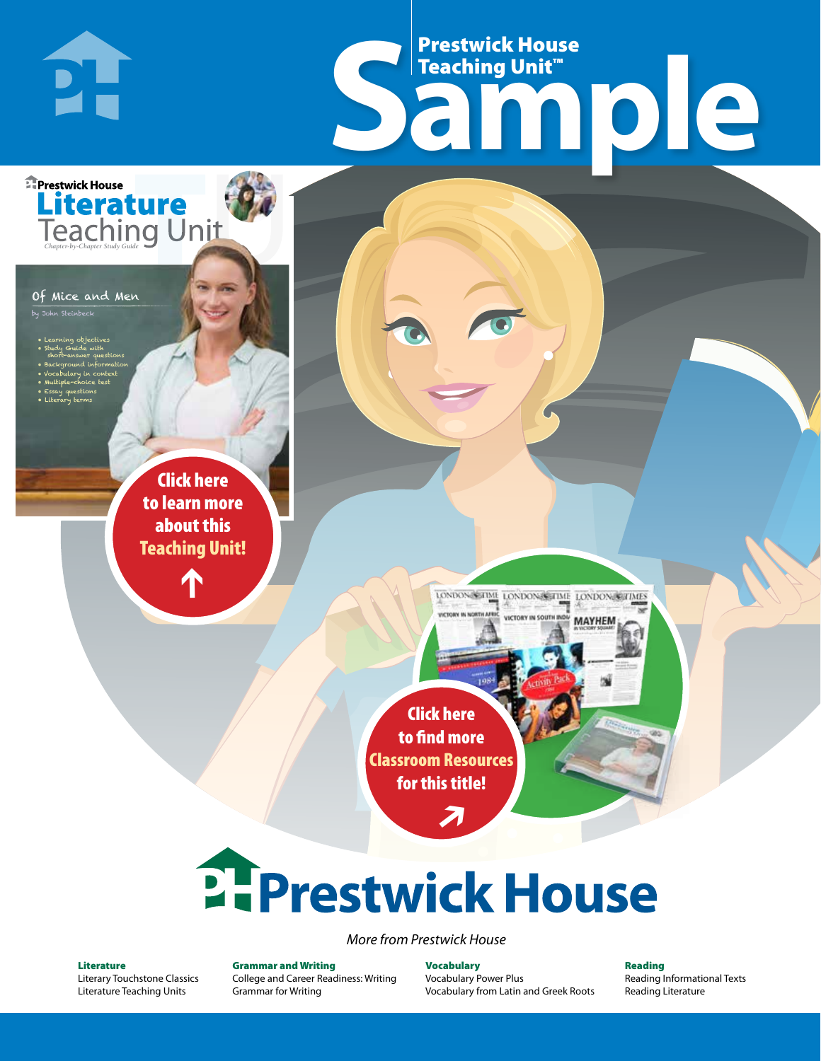# Prestwick House Teaching Unit™ Sample

Prestwick House

**Literature Teaching Unit**

*Chapter-by-Chapter Study Guide*

Of Mice and Men

by John Steinbeck

- Learning objectives
- Study Guide with short-answer questions
- Background information
- Vocabulary in context
- Multiple-choice test
- Essay questions
- Literary terms

**Click here to learn more about this Teaching Unit!**

**Click here to find more Classroom Resources for this title!**

# Prestwick House

*More from Prestwick House*

**Literature**
Literary Touchstone Classics
Literature Teaching Units

**Grammar and Writing**
College and Career Readiness: Writing
Grammar for Writing

**Vocabulary**
Vocabulary Power Plus
Vocabulary from Latin and Greek Roots

**Reading**
Reading Informational Texts
Reading Literature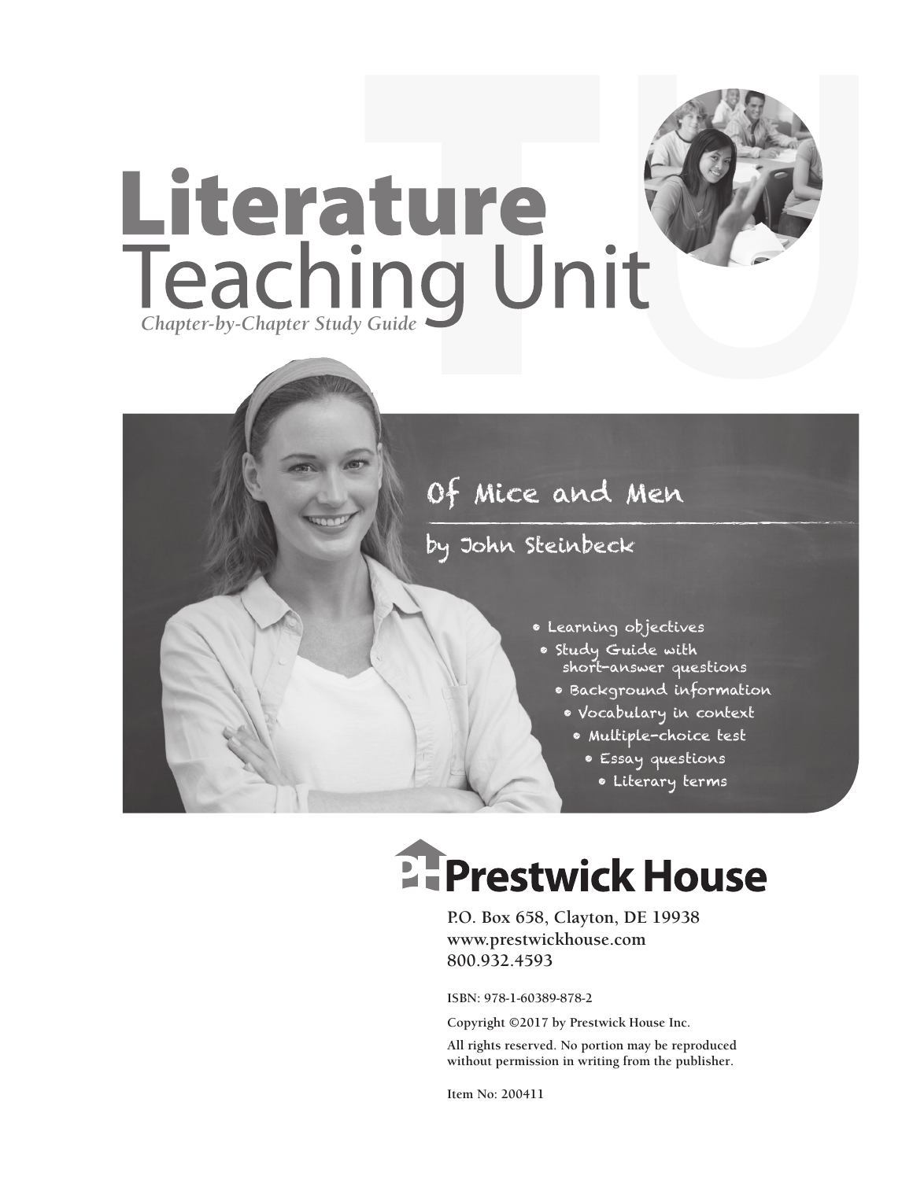# Literature Teaching Unit

*Chapter-by-Chapter Study Guide*

## Of Mice and Men

### by John Steinbeck

- Learning objectives
- Study Guide with short-answer questions
- Background information
- Vocabulary in context
- Multiple-choice test
- Essay questions
- Literary terms

**Prestwick House**

P.O. Box 658, Clayton, DE 19938
www.prestwickhouse.com
800.932.4593

ISBN: 978-1-60389-878-2

Copyright ©2017 by Prestwick House Inc.

All rights reserved. No portion may be reproduced without permission in writing from the publisher.

Item No: 200411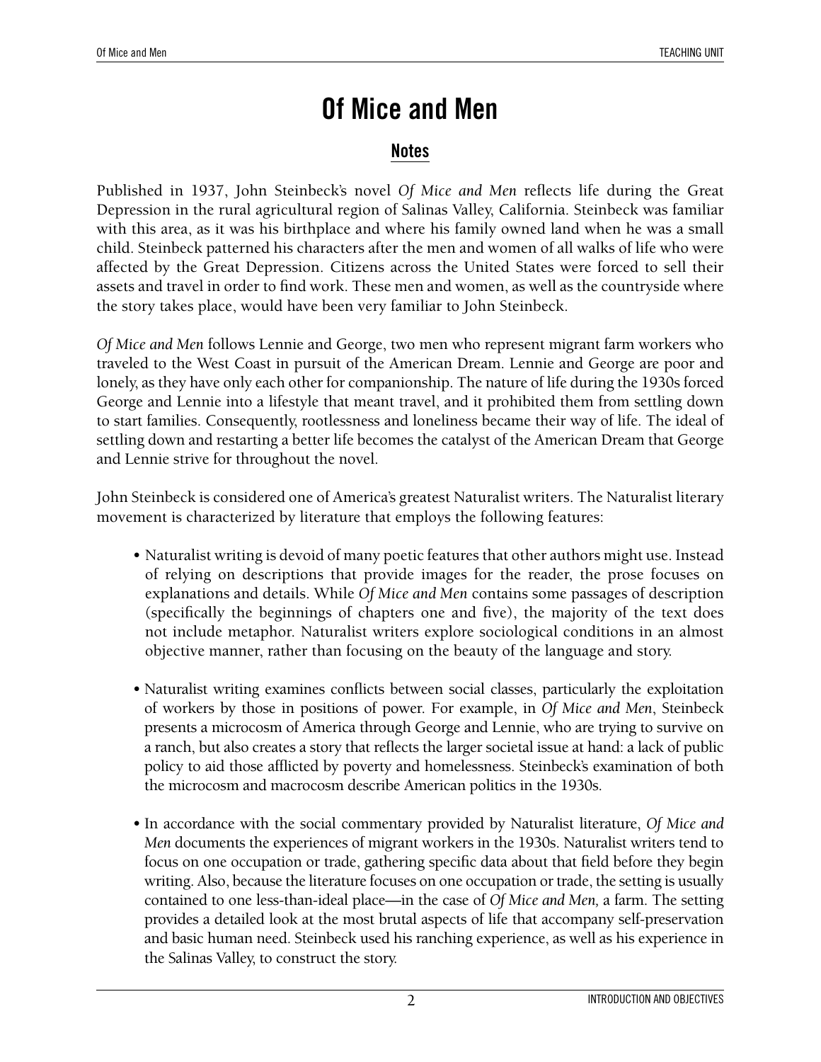# Of Mice and Men

## Notes

Published in 1937, John Steinbeck's novel *Of Mice and Men* reflects life during the Great Depression in the rural agricultural region of Salinas Valley, California. Steinbeck was familiar with this area, as it was his birthplace and where his family owned land when he was a small child. Steinbeck patterned his characters after the men and women of all walks of life who were affected by the Great Depression. Citizens across the United States were forced to sell their assets and travel in order to find work. These men and women, as well as the countryside where the story takes place, would have been very familiar to John Steinbeck.

*Of Mice and Men* follows Lennie and George, two men who represent migrant farm workers who traveled to the West Coast in pursuit of the American Dream. Lennie and George are poor and lonely, as they have only each other for companionship. The nature of life during the 1930s forced George and Lennie into a lifestyle that meant travel, and it prohibited them from settling down to start families. Consequently, rootlessness and loneliness became their way of life. The ideal of settling down and restarting a better life becomes the catalyst of the American Dream that George and Lennie strive for throughout the novel.

John Steinbeck is considered one of America's greatest Naturalist writers. The Naturalist literary movement is characterized by literature that employs the following features:

- Naturalist writing is devoid of many poetic features that other authors might use. Instead of relying on descriptions that provide images for the reader, the prose focuses on explanations and details. While *Of Mice and Men* contains some passages of description (specifically the beginnings of chapters one and five), the majority of the text does not include metaphor. Naturalist writers explore sociological conditions in an almost objective manner, rather than focusing on the beauty of the language and story.

- Naturalist writing examines conflicts between social classes, particularly the exploitation of workers by those in positions of power. For example, in *Of Mice and Men*, Steinbeck presents a microcosm of America through George and Lennie, who are trying to survive on a ranch, but also creates a story that reflects the larger societal issue at hand: a lack of public policy to aid those afflicted by poverty and homelessness. Steinbeck's examination of both the microcosm and macrocosm describe American politics in the 1930s.

- In accordance with the social commentary provided by Naturalist literature, *Of Mice and Men* documents the experiences of migrant workers in the 1930s. Naturalist writers tend to focus on one occupation or trade, gathering specific data about that field before they begin writing. Also, because the literature focuses on one occupation or trade, the setting is usually contained to one less-than-ideal place—in the case of *Of Mice and Men,* a farm. The setting provides a detailed look at the most brutal aspects of life that accompany self-preservation and basic human need. Steinbeck used his ranching experience, as well as his experience in the Salinas Valley, to construct the story.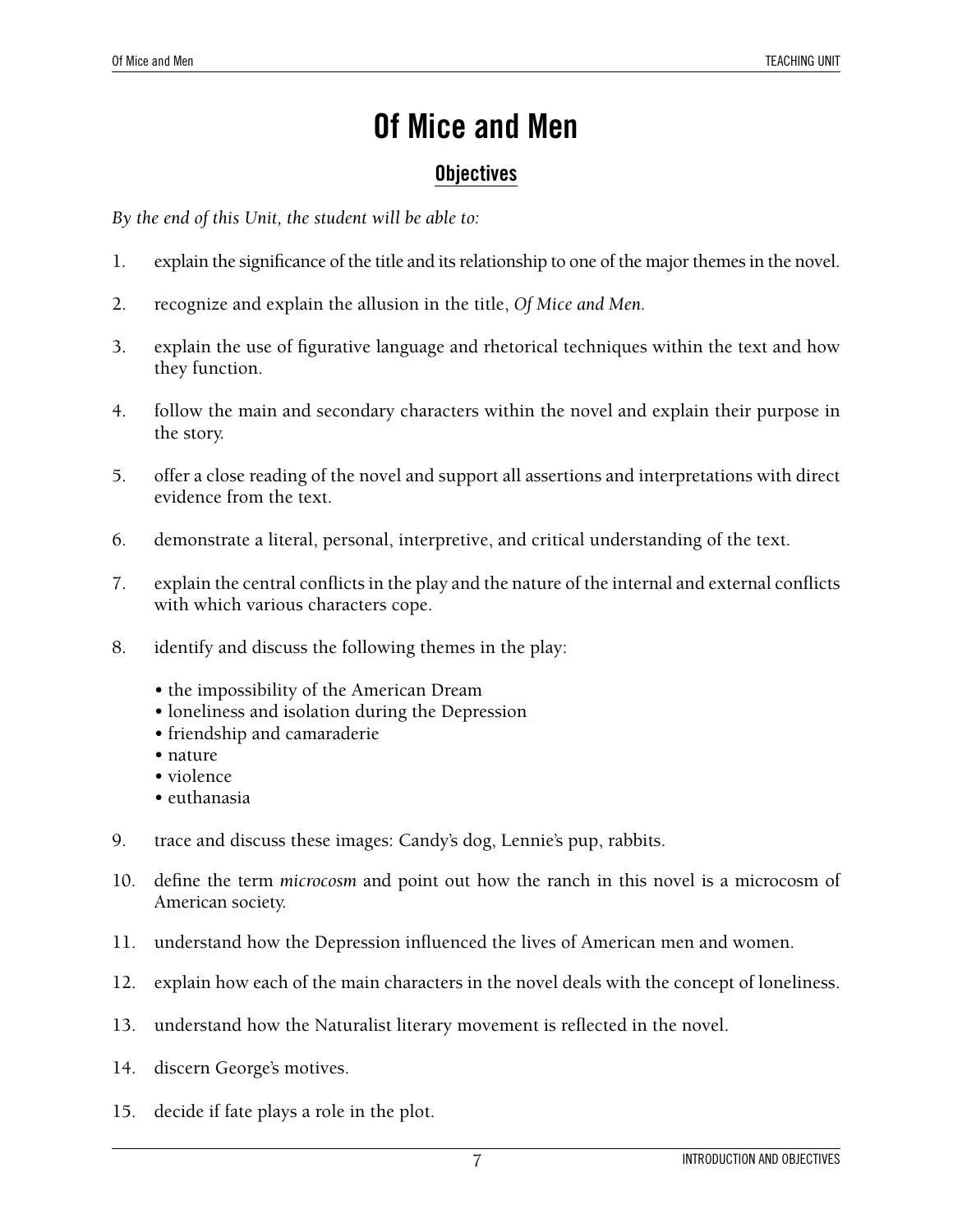# Of Mice and Men

## Objectives

*By the end of this Unit, the student will be able to:*

1. explain the significance of the title and its relationship to one of the major themes in the novel.
2. recognize and explain the allusion in the title, *Of Mice and Men*.
3. explain the use of figurative language and rhetorical techniques within the text and how they function.
4. follow the main and secondary characters within the novel and explain their purpose in the story.
5. offer a close reading of the novel and support all assertions and interpretations with direct evidence from the text.
6. demonstrate a literal, personal, interpretive, and critical understanding of the text.
7. explain the central conflicts in the play and the nature of the internal and external conflicts with which various characters cope.
8. identify and discuss the following themes in the play:
   - the impossibility of the American Dream
   - loneliness and isolation during the Depression
   - friendship and camaraderie
   - nature
   - violence
   - euthanasia
9. trace and discuss these images: Candy's dog, Lennie's pup, rabbits.
10. define the term *microcosm* and point out how the ranch in this novel is a microcosm of American society.
11. understand how the Depression influenced the lives of American men and women.
12. explain how each of the main characters in the novel deals with the concept of loneliness.
13. understand how the Naturalist literary movement is reflected in the novel.
14. discern George's motives.
15. decide if fate plays a role in the plot.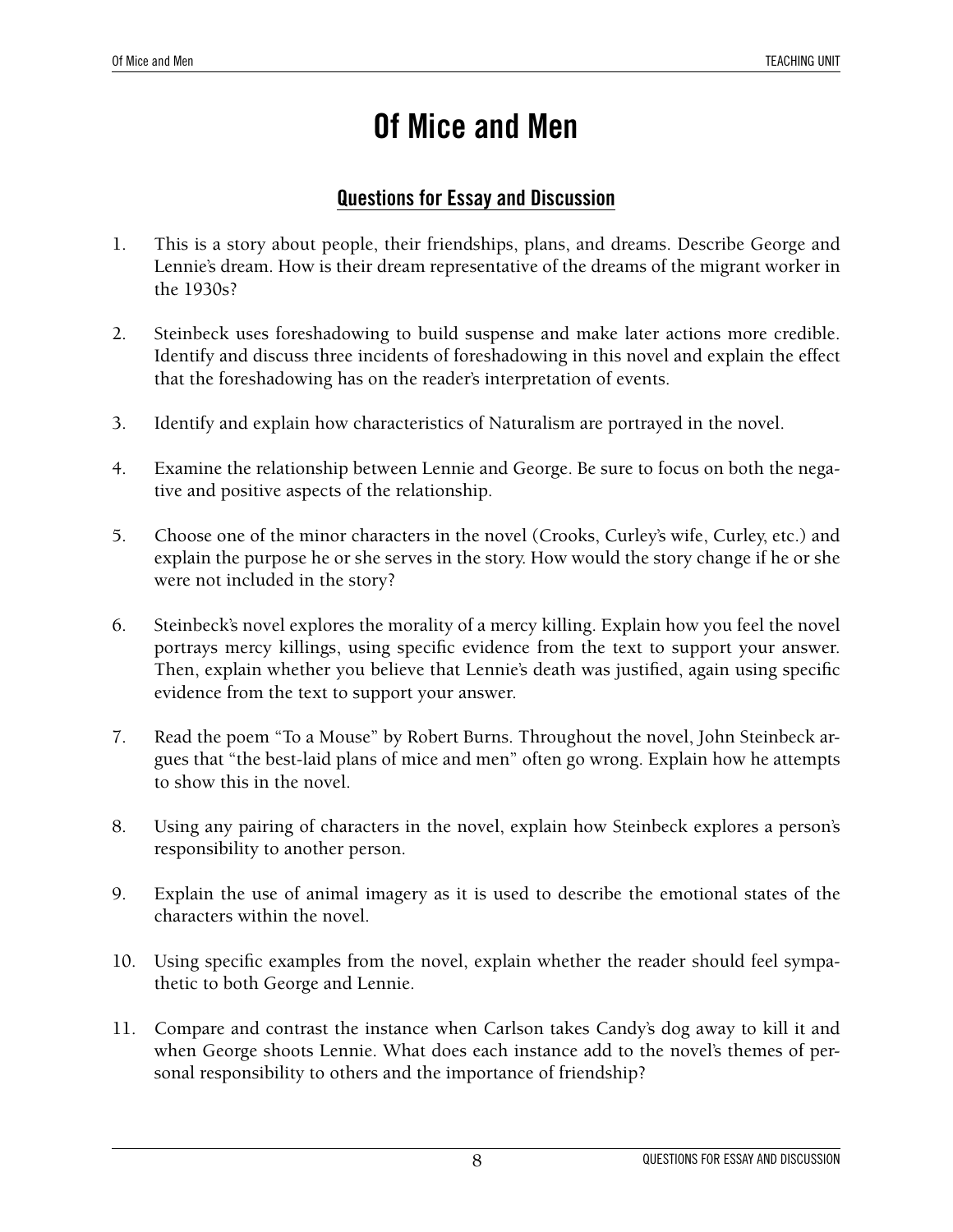# Of Mice and Men

## Questions for Essay and Discussion

1. This is a story about people, their friendships, plans, and dreams. Describe George and Lennie's dream. How is their dream representative of the dreams of the migrant worker in the 1930s?

2. Steinbeck uses foreshadowing to build suspense and make later actions more credible. Identify and discuss three incidents of foreshadowing in this novel and explain the effect that the foreshadowing has on the reader's interpretation of events.

3. Identify and explain how characteristics of Naturalism are portrayed in the novel.

4. Examine the relationship between Lennie and George. Be sure to focus on both the negative and positive aspects of the relationship.

5. Choose one of the minor characters in the novel (Crooks, Curley's wife, Curley, etc.) and explain the purpose he or she serves in the story. How would the story change if he or she were not included in the story?

6. Steinbeck's novel explores the morality of a mercy killing. Explain how you feel the novel portrays mercy killings, using specific evidence from the text to support your answer. Then, explain whether you believe that Lennie's death was justified, again using specific evidence from the text to support your answer.

7. Read the poem "To a Mouse" by Robert Burns. Throughout the novel, John Steinbeck argues that "the best-laid plans of mice and men" often go wrong. Explain how he attempts to show this in the novel.

8. Using any pairing of characters in the novel, explain how Steinbeck explores a person's responsibility to another person.

9. Explain the use of animal imagery as it is used to describe the emotional states of the characters within the novel.

10. Using specific examples from the novel, explain whether the reader should feel sympathetic to both George and Lennie.

11. Compare and contrast the instance when Carlson takes Candy's dog away to kill it and when George shoots Lennie. What does each instance add to the novel's themes of personal responsibility to others and the importance of friendship?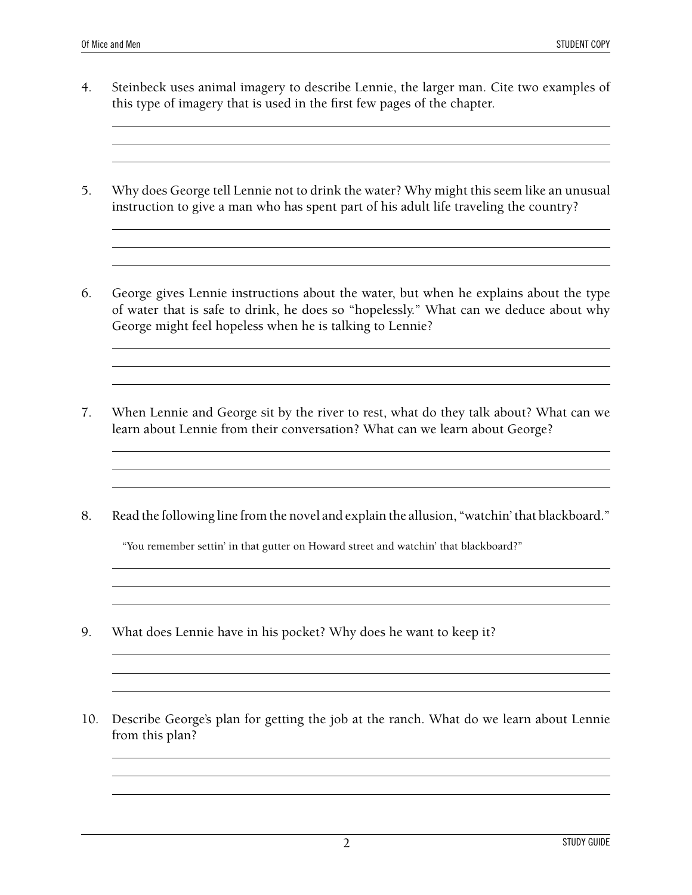4. Steinbeck uses animal imagery to describe Lennie, the larger man. Cite two examples of this type of imagery that is used in the first few pages of the chapter.

5. Why does George tell Lennie not to drink the water? Why might this seem like an unusual instruction to give a man who has spent part of his adult life traveling the country?

6. George gives Lennie instructions about the water, but when he explains about the type of water that is safe to drink, he does so "hopelessly." What can we deduce about why George might feel hopeless when he is talking to Lennie?

7. When Lennie and George sit by the river to rest, what do they talk about? What can we learn about Lennie from their conversation? What can we learn about George?

8. Read the following line from the novel and explain the allusion, "watchin' that blackboard."

   "You remember settin' in that gutter on Howard street and watchin' that blackboard?"

9. What does Lennie have in his pocket? Why does he want to keep it?

10. Describe George's plan for getting the job at the ranch. What do we learn about Lennie from this plan?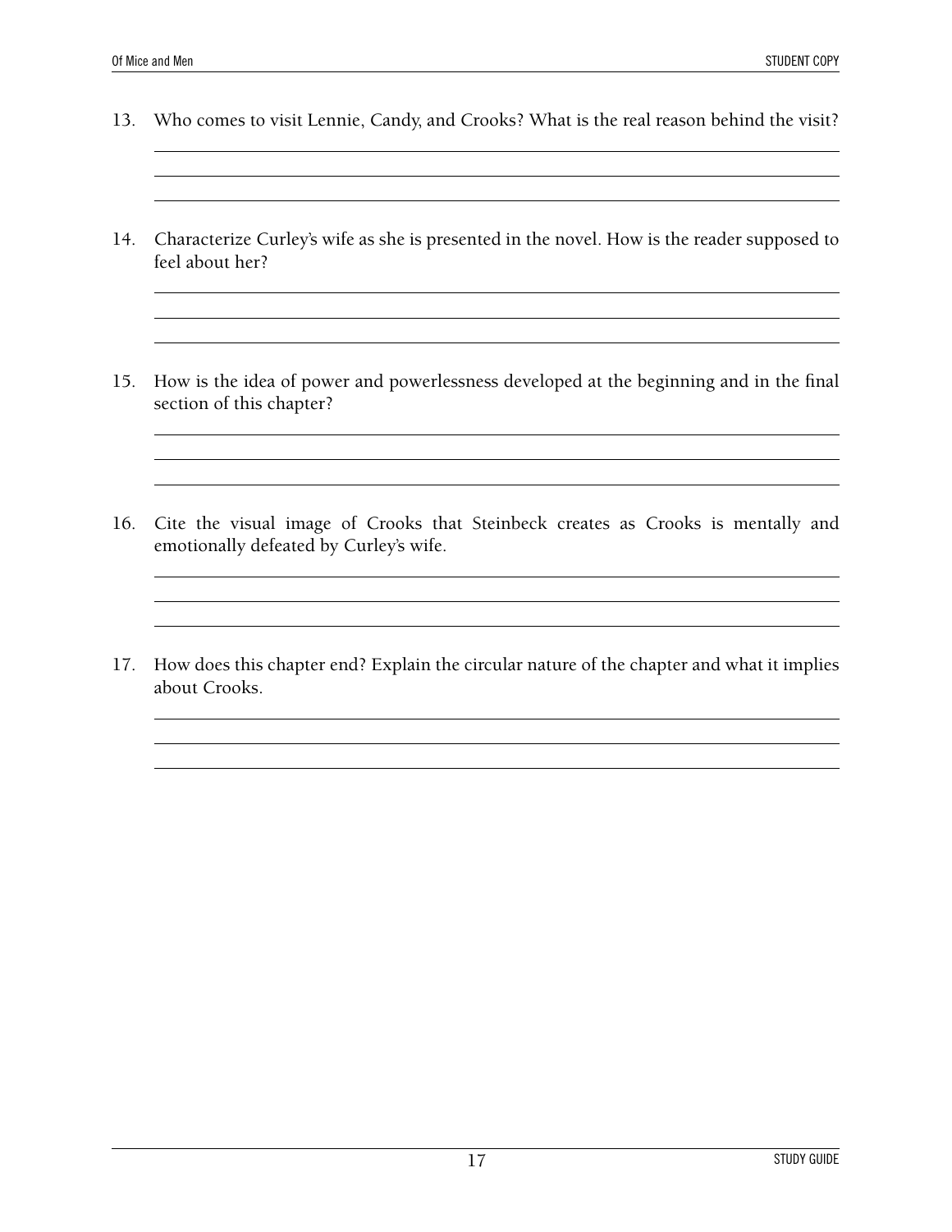13. Who comes to visit Lennie, Candy, and Crooks? What is the real reason behind the visit?

14. Characterize Curley's wife as she is presented in the novel. How is the reader supposed to feel about her?

15. How is the idea of power and powerlessness developed at the beginning and in the final section of this chapter?

16. Cite the visual image of Crooks that Steinbeck creates as Crooks is mentally and emotionally defeated by Curley's wife.

17. How does this chapter end? Explain the circular nature of the chapter and what it implies about Crooks.